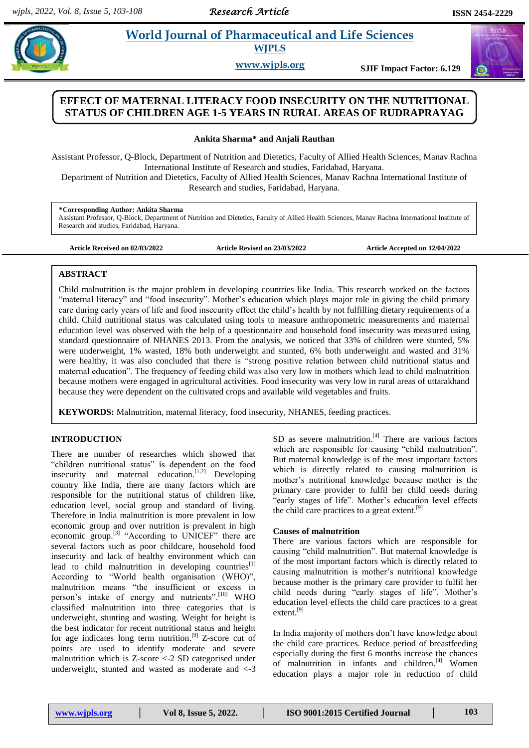# EFFECT OF MATERNAL LITERACY FOOD INSECURITY ON THE NUTRITIONAL STATUS OF CHILDREN AGE 1-5 YEARS IN RURAL AREAS OF RUDRAPRAYAG

**Ankita Sharma* and Anjali Rauthan**

Assistant Professor, Q-Block, Department of Nutrition and Dietetics, Faculty of Allied Health Sciences, Manav Rachna International Institute of Research and studies, Faridabad, Haryana.

Department of Nutrition and Dietetics, Faculty of Allied Health Sciences, Manav Rachna International Institute of Research and studies, Faridabad, Haryana.

**\*Corresponding Author: Ankita Sharma**
Assistant Professor, Q-Block, Department of Nutrition and Dietetics, Faculty of Allied Health Sciences, Manav Rachna International Institute of Research and studies, Faridabad, Haryana.

**Article Received on 02/03/2022** **Article Revised on 23/03/2022** **Article Accepted on 12/04/2022**

## ABSTRACT

Child malnutrition is the major problem in developing countries like India. This research worked on the factors "maternal literacy" and "food insecurity". Mother's education which plays major role in giving the child primary care during early years of life and food insecurity effect the child's health by not fulfilling dietary requirements of a child. Child nutritional status was calculated using tools to measure anthropometric measurements and maternal education level was observed with the help of a questionnaire and household food insecurity was measured using standard questionnaire of NHANES 2013. From the analysis, we noticed that 33% of children were stunted, 5% were underweight, 1% wasted, 18% both underweight and stunted, 6% both underweight and wasted and 31% were healthy, it was also concluded that there is "strong positive relation between child nutritional status and maternal education". The frequency of feeding child was also very low in mothers which lead to child malnutrition because mothers were engaged in agricultural activities. Food insecurity was very low in rural areas of uttarakhand because they were dependent on the cultivated crops and available wild vegetables and fruits.

**KEYWORDS:** Malnutrition, maternal literacy, food insecurity, NHANES, feeding practices.

## INTRODUCTION

There are number of researches which showed that "children nutritional status" is dependent on the food insecurity and maternal education.[1,2] Developing country like India, there are many factors which are responsible for the nutritional status of children like, education level, social group and standard of living. Therefore in India malnutrition is more prevalent in low economic group and over nutrition is prevalent in high economic group.[3] "According to UNICEF" there are several factors such as poor childcare, household food insecurity and lack of healthy environment which can lead to child malnutrition in developing countries[1] According to "World health organisation (WHO)", malnutrition means "the insufficient or excess in person's intake of energy and nutrients".[10] WHO classified malnutrition into three categories that is underweight, stunting and wasting. Weight for height is the best indicator for recent nutritional status and height for age indicates long term nutrition.[9] Z-score cut of points are used to identify moderate and severe malnutrition which is Z-score <-2 SD categorised under underweight, stunted and wasted as moderate and <-3 SD as severe malnutrition.[4] There are various factors which are responsible for causing "child malnutrition". But maternal knowledge is of the most important factors which is directly related to causing malnutrition is mother's nutritional knowledge because mother is the primary care provider to fulfil her child needs during "early stages of life". Mother's education level effects the child care practices to a great extent.[9]

### Causes of malnutrition

There are various factors which are responsible for causing "child malnutrition". But maternal knowledge is of the most important factors which is directly related to causing malnutrition is mother's nutritional knowledge because mother is the primary care provider to fulfil her child needs during "early stages of life". Mother's education level effects the child care practices to a great extent.[9]

In India majority of mothers don't have knowledge about the child care practices. Reduce period of breastfeeding especially during the first 6 months increase the chances of malnutrition in infants and children.[4] Women education plays a major role in reduction of child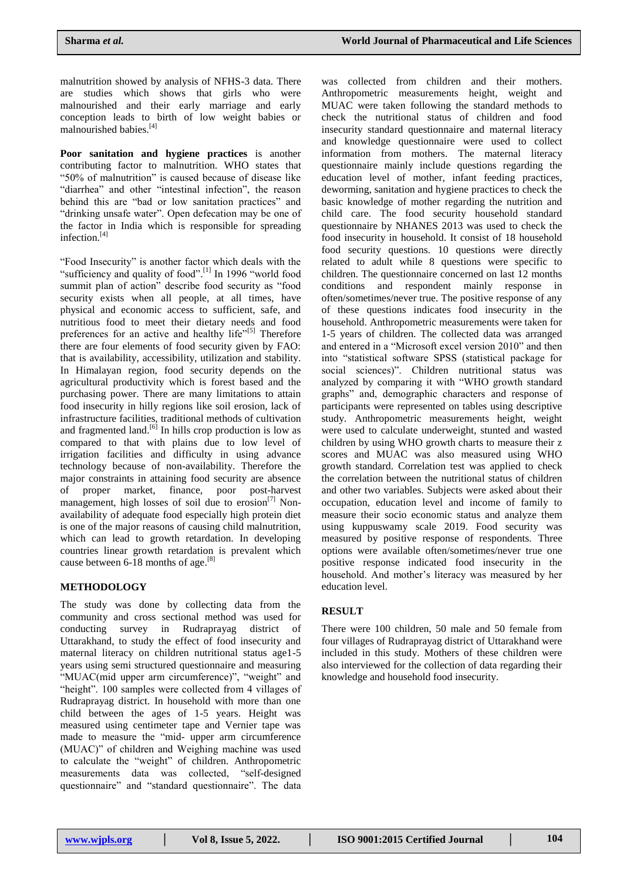malnutrition showed by analysis of NFHS-3 data. There are studies which shows that girls who were malnourished and their early marriage and early conception leads to birth of low weight babies or malnourished babies.[4]

**Poor sanitation and hygiene practices** is another contributing factor to malnutrition. WHO states that "50% of malnutrition" is caused because of disease like "diarrhea" and other "intestinal infection", the reason behind this are "bad or low sanitation practices" and "drinking unsafe water". Open defecation may be one of the factor in India which is responsible for spreading infection.[4]

"Food Insecurity" is another factor which deals with the "sufficiency and quality of food".[1] In 1996 "world food summit plan of action" describe food security as "food security exists when all people, at all times, have physical and economic access to sufficient, safe, and nutritious food to meet their dietary needs and food preferences for an active and healthy life"[5] Therefore there are four elements of food security given by FAO: that is availability, accessibility, utilization and stability. In Himalayan region, food security depends on the agricultural productivity which is forest based and the purchasing power. There are many limitations to attain food insecurity in hilly regions like soil erosion, lack of infrastructure facilities, traditional methods of cultivation and fragmented land.[6] In hills crop production is low as compared to that with plains due to low level of irrigation facilities and difficulty in using advance technology because of non-availability. Therefore the major constraints in attaining food security are absence of proper market, finance, poor post-harvest management, high losses of soil due to erosion[7] Non-availability of adequate food especially high protein diet is one of the major reasons of causing child malnutrition, which can lead to growth retardation. In developing countries linear growth retardation is prevalent which cause between 6-18 months of age.[8]

## METHODOLOGY

The study was done by collecting data from the community and cross sectional method was used for conducting survey in Rudraprayag district of Uttarakhand, to study the effect of food insecurity and maternal literacy on children nutritional status age1-5 years using semi structured questionnaire and measuring "MUAC(mid upper arm circumference)", "weight" and "height". 100 samples were collected from 4 villages of Rudraprayag district. In household with more than one child between the ages of 1-5 years. Height was measured using centimeter tape and Vernier tape was made to measure the "mid- upper arm circumference (MUAC)" of children and Weighing machine was used to calculate the "weight" of children. Anthropometric measurements data was collected, "self-designed questionnaire" and "standard questionnaire". The data was collected from children and their mothers. Anthropometric measurements height, weight and MUAC were taken following the standard methods to check the nutritional status of children and food insecurity standard questionnaire and maternal literacy and knowledge questionnaire were used to collect information from mothers. The maternal literacy questionnaire mainly include questions regarding the education level of mother, infant feeding practices, deworming, sanitation and hygiene practices to check the basic knowledge of mother regarding the nutrition and child care. The food security household standard questionnaire by NHANES 2013 was used to check the food insecurity in household. It consist of 18 household food security questions. 10 questions were directly related to adult while 8 questions were specific to children. The questionnaire concerned on last 12 months conditions and respondent mainly response in often/sometimes/never true. The positive response of any of these questions indicates food insecurity in the household. Anthropometric measurements were taken for 1-5 years of children. The collected data was arranged and entered in a "Microsoft excel version 2010" and then into "statistical software SPSS (statistical package for social sciences)". Children nutritional status was analyzed by comparing it with "WHO growth standard graphs" and, demographic characters and response of participants were represented on tables using descriptive study. Anthropometric measurements height, weight were used to calculate underweight, stunted and wasted children by using WHO growth charts to measure their z scores and MUAC was also measured using WHO growth standard. Correlation test was applied to check the correlation between the nutritional status of children and other two variables. Subjects were asked about their occupation, education level and income of family to measure their socio economic status and analyze them using kuppuswamy scale 2019. Food security was measured by positive response of respondents. Three options were available often/sometimes/never true one positive response indicated food insecurity in the household. And mother's literacy was measured by her education level.

## RESULT

There were 100 children, 50 male and 50 female from four villages of Rudraprayag district of Uttarakhand were included in this study. Mothers of these children were also interviewed for the collection of data regarding their knowledge and household food insecurity.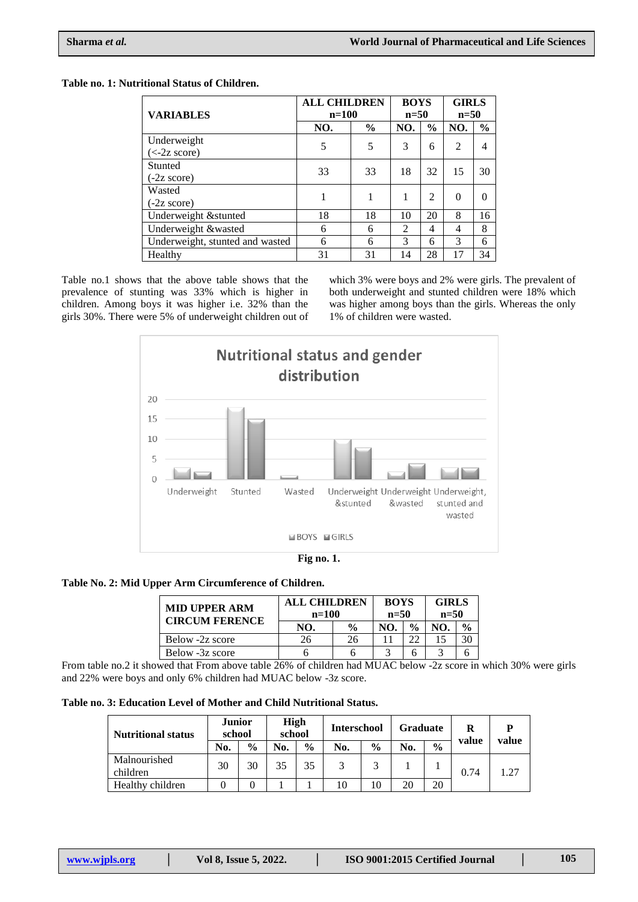**Table no. 1: Nutritional Status of Children.**

| VARIABLES | ALL CHILDREN n=100 | | BOYS n=50 | | GIRLS n=50 | |
|---|---|---|---|---|---|---|
| | NO. | % | NO. | % | NO. | % |
| Underweight (<-2z score) | 5 | 5 | 3 | 6 | 2 | 4 |
| Stunted (-2z score) | 33 | 33 | 18 | 32 | 15 | 30 |
| Wasted (-2z score) | 1 | 1 | 1 | 2 | 0 | 0 |
| Underweight &stunted | 18 | 18 | 10 | 20 | 8 | 16 |
| Underweight &wasted | 6 | 6 | 2 | 4 | 4 | 8 |
| Underweight, stunted and wasted | 6 | 6 | 3 | 6 | 3 | 6 |
| Healthy | 31 | 31 | 14 | 28 | 17 | 34 |

Table no.1 shows that the above table shows that the prevalence of stunting was 33% which is higher in children. Among boys it was higher i.e. 32% than the girls 30%. There were 5% of underweight children out of which 3% were boys and 2% were girls. The prevalent of both underweight and stunted children were 18% which was higher among boys than the girls. Whereas the only 1% of children were wasted.

**Fig no. 1.**

**Table No. 2: Mid Upper Arm Circumference of Children.**

| MID UPPER ARM CIRCUM FERENCE | ALL CHILDREN n=100 | | BOYS n=50 | | GIRLS n=50 | |
|---|---|---|---|---|---|---|
| | NO. | % | NO. | % | NO. | % |
| Below -2z score | 26 | 26 | 11 | 22 | 15 | 30 |
| Below -3z score | 6 | 6 | 3 | 6 | 3 | 6 |

From table no.2 it showed that From above table 26% of children had MUAC below -2z score in which 30% were girls and 22% were boys and only 6% children had MUAC below -3z score.

**Table no. 3: Education Level of Mother and Child Nutritional Status.**

| Nutritional status | Junior school | | High school | | Interschool | | Graduate | | R value | P value |
|---|---|---|---|---|---|---|---|---|---|---|
| | No. | % | No. | % | No. | % | No. | % | | |
| Malnourished children | 30 | 30 | 35 | 35 | 3 | 3 | 1 | 1 | 0.74 | 1.27 |
| Healthy children | 0 | 0 | 1 | 1 | 10 | 10 | 20 | 20 | | |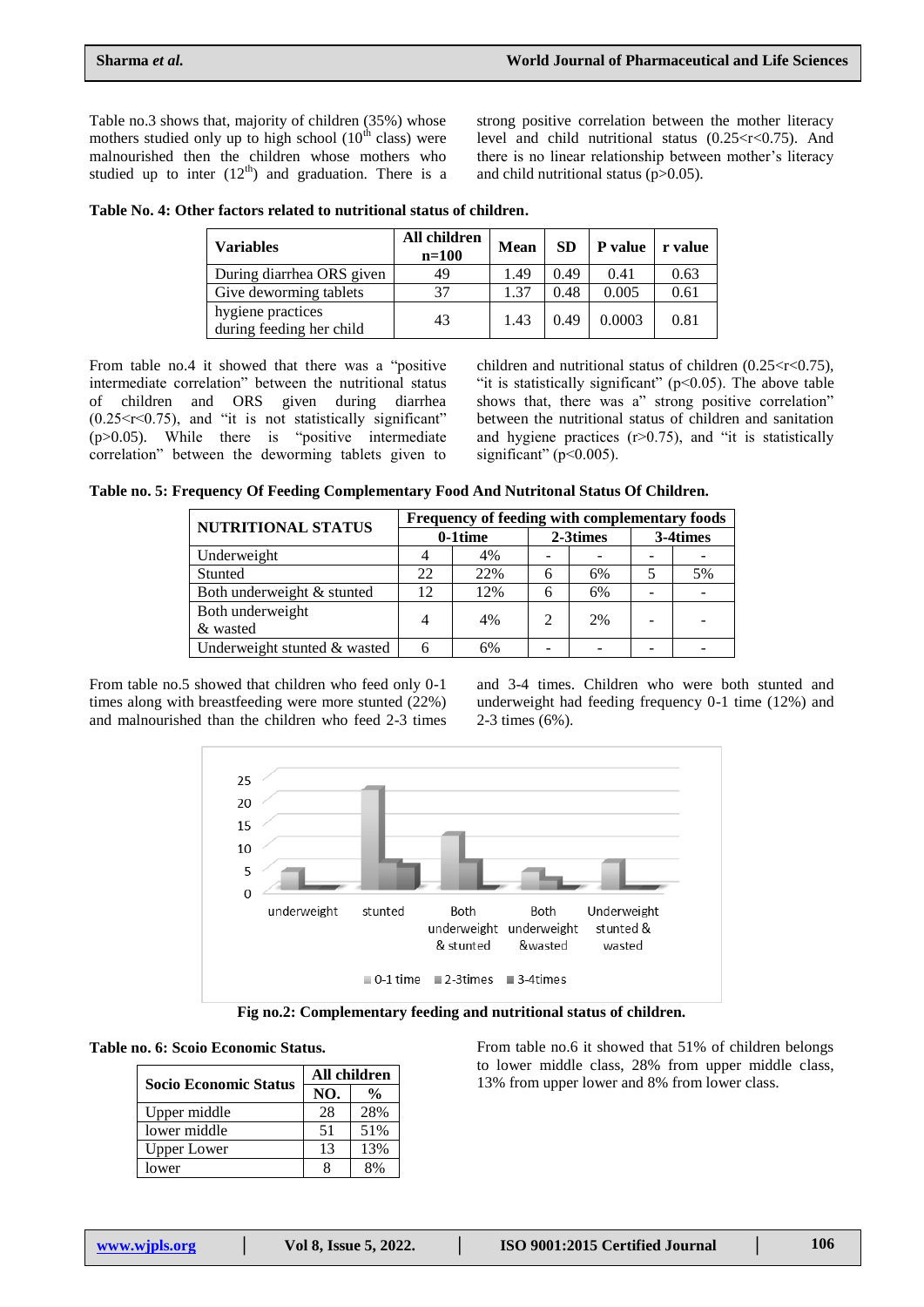Table no.3 shows that, majority of children (35%) whose mothers studied only up to high school ($10^{th}$ class) were malnourished then the children whose mothers who studied up to inter ($12^{th}$) and graduation. There is a strong positive correlation between the mother literacy level and child nutritional status ($0.25<r<0.75$). And there is no linear relationship between mother's literacy and child nutritional status ($p>0.05$).

**Table No. 4: Other factors related to nutritional status of children.**

| Variables | All children n=100 | Mean | SD | P value | r value |
|---|---|---|---|---|---|
| During diarrhea ORS given | 49 | 1.49 | 0.49 | 0.41 | 0.63 |
| Give deworming tablets | 37 | 1.37 | 0.48 | 0.005 | 0.61 |
| hygiene practices during feeding her child | 43 | 1.43 | 0.49 | 0.0003 | 0.81 |

From table no.4 it showed that there was a "positive intermediate correlation" between the nutritional status of children and ORS given during diarrhea ($0.25<r<0.75$), and "it is not statistically significant" ($p>0.05$). While there is "positive intermediate correlation" between the deworming tablets given to children and nutritional status of children ($0.25<r<0.75$), "it is statistically significant" ($p<0.05$). The above table shows that, there was a" strong positive correlation" between the nutritional status of children and sanitation and hygiene practices ($r>0.75$), and "it is statistically significant" ($p<0.005$).

**Table no. 5: Frequency Of Feeding Complementary Food And Nutritonal Status Of Children.**

| NUTRITIONAL STATUS | Frequency of feeding with complementary foods | | | | | |
|---|---|---|---|---|---|---|
| | 0-1time | | 2-3times | | 3-4times | |
| Underweight | 4 | 4% | - | - | - | - |
| Stunted | 22 | 22% | 6 | 6% | 5 | 5% |
| Both underweight & stunted | 12 | 12% | 6 | 6% | - | - |
| Both underweight & wasted | 4 | 4% | 2 | 2% | - | - |
| Underweight stunted & wasted | 6 | 6% | - | - | - | - |

From table no.5 showed that children who feed only 0-1 times along with breastfeeding were more stunted (22%) and malnourished than the children who feed 2-3 times and 3-4 times. Children who were both stunted and underweight had feeding frequency 0-1 time (12%) and 2-3 times (6%).

**Fig no.2: Complementary feeding and nutritional status of children.**

**Table no. 6: Scoio Economic Status.**

| Socio Economic Status | All children | |
|---|---|---|
| | NO. | % |
| Upper middle | 28 | 28% |
| lower middle | 51 | 51% |
| Upper Lower | 13 | 13% |
| lower | 8 | 8% |

From table no.6 it showed that 51% of children belongs to lower middle class, 28% from upper middle class, 13% from upper lower and 8% from lower class.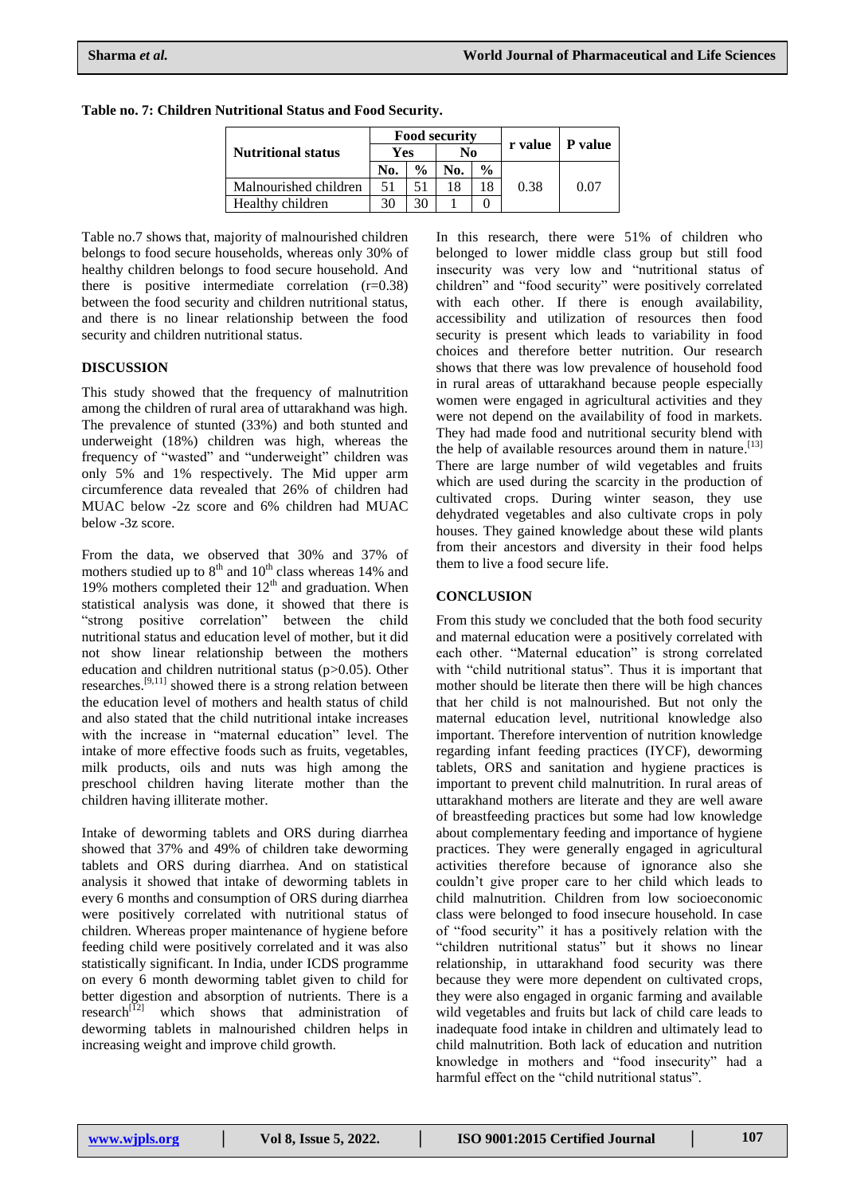**Table no. 7: Children Nutritional Status and Food Security.**

| Nutritional status | Food security | | | | r value | P value |
|---|---|---|---|---|---|---|
| | Yes | | No | | | |
| | No. | % | No. | % | | |
| Malnourished children | 51 | 51 | 18 | 18 | 0.38 | 0.07 |
| Healthy children | 30 | 30 | 1 | 0 | | |

Table no.7 shows that, majority of malnourished children belongs to food secure households, whereas only 30% of healthy children belongs to food secure household. And there is positive intermediate correlation (r=0.38) between the food security and children nutritional status, and there is no linear relationship between the food security and children nutritional status.

## DISCUSSION

This study showed that the frequency of malnutrition among the children of rural area of uttarakhand was high. The prevalence of stunted (33%) and both stunted and underweight (18%) children was high, whereas the frequency of "wasted" and "underweight" children was only 5% and 1% respectively. The Mid upper arm circumference data revealed that 26% of children had MUAC below -2z score and 6% children had MUAC below -3z score.

From the data, we observed that 30% and 37% of mothers studied up to 8th and 10th class whereas 14% and 19% mothers completed their 12th and graduation. When statistical analysis was done, it showed that there is "strong positive correlation" between the child nutritional status and education level of mother, but it did not show linear relationship between the mothers education and children nutritional status (p>0.05). Other researches.[9,11] showed there is a strong relation between the education level of mothers and health status of child and also stated that the child nutritional intake increases with the increase in "maternal education" level. The intake of more effective foods such as fruits, vegetables, milk products, oils and nuts was high among the preschool children having literate mother than the children having illiterate mother.

Intake of deworming tablets and ORS during diarrhea showed that 37% and 49% of children take deworming tablets and ORS during diarrhea. And on statistical analysis it showed that intake of deworming tablets in every 6 months and consumption of ORS during diarrhea were positively correlated with nutritional status of children. Whereas proper maintenance of hygiene before feeding child were positively correlated and it was also statistically significant. In India, under ICDS programme on every 6 month deworming tablet given to child for better digestion and absorption of nutrients. There is a research[12] which shows that administration of deworming tablets in malnourished children helps in increasing weight and improve child growth.

In this research, there were 51% of children who belonged to lower middle class group but still food insecurity was very low and "nutritional status of children" and "food security" were positively correlated with each other. If there is enough availability, accessibility and utilization of resources then food security is present which leads to variability in food choices and therefore better nutrition. Our research shows that there was low prevalence of household food in rural areas of uttarakhand because people especially women were engaged in agricultural activities and they were not depend on the availability of food in markets. They had made food and nutritional security blend with the help of available resources around them in nature.[13] There are large number of wild vegetables and fruits which are used during the scarcity in the production of cultivated crops. During winter season, they use dehydrated vegetables and also cultivate crops in poly houses. They gained knowledge about these wild plants from their ancestors and diversity in their food helps them to live a food secure life.

## CONCLUSION

From this study we concluded that the both food security and maternal education were a positively correlated with each other. "Maternal education" is strong correlated with "child nutritional status". Thus it is important that mother should be literate then there will be high chances that her child is not malnourished. But not only the maternal education level, nutritional knowledge also important. Therefore intervention of nutrition knowledge regarding infant feeding practices (IYCF), deworming tablets, ORS and sanitation and hygiene practices is important to prevent child malnutrition. In rural areas of uttarakhand mothers are literate and they are well aware of breastfeeding practices but some had low knowledge about complementary feeding and importance of hygiene practices. They were generally engaged in agricultural activities therefore because of ignorance also she couldn't give proper care to her child which leads to child malnutrition. Children from low socioeconomic class were belonged to food insecure household. In case of "food security" it has a positively relation with the "children nutritional status" but it shows no linear relationship, in uttarakhand food security was there because they were more dependent on cultivated crops, they were also engaged in organic farming and available wild vegetables and fruits but lack of child care leads to inadequate food intake in children and ultimately lead to child malnutrition. Both lack of education and nutrition knowledge in mothers and "food insecurity" had a harmful effect on the "child nutritional status".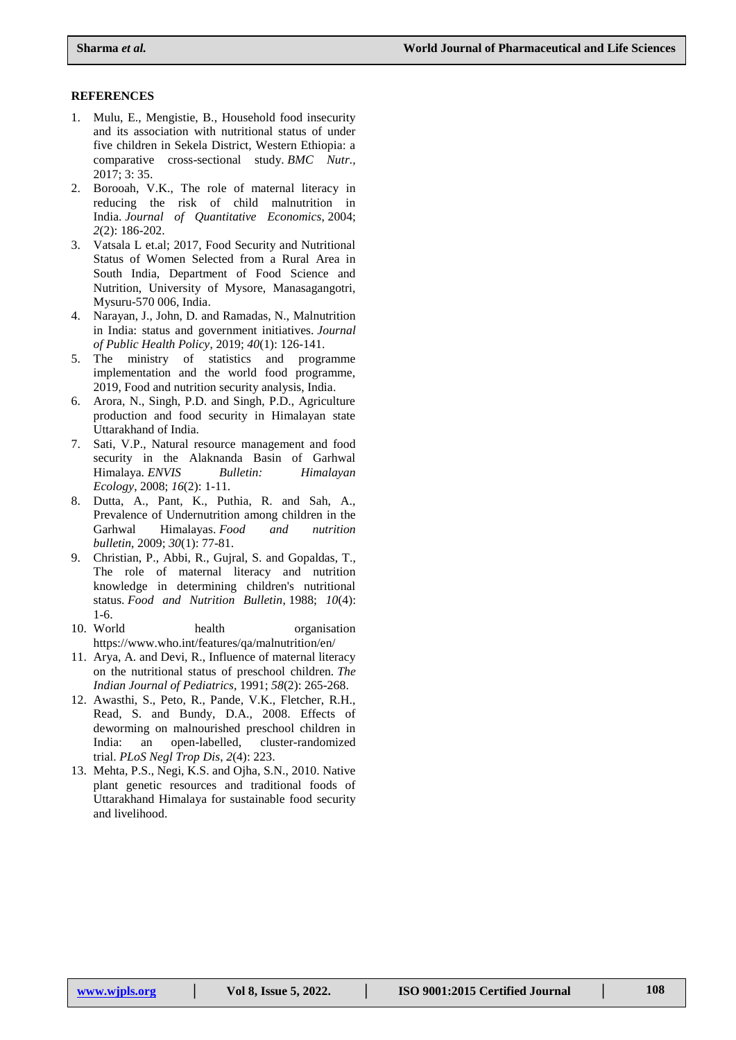## REFERENCES

1. Mulu, E., Mengistie, B., Household food insecurity and its association with nutritional status of under five children in Sekela District, Western Ethiopia: a comparative cross-sectional study. *BMC Nutr.*, 2017; 3: 35.
2. Borooah, V.K., The role of maternal literacy in reducing the risk of child malnutrition in India. *Journal of Quantitative Economics*, 2004; *2*(2): 186-202.
3. Vatsala L et.al; 2017, Food Security and Nutritional Status of Women Selected from a Rural Area in South India, Department of Food Science and Nutrition, University of Mysore, Manasagangotri, Mysuru-570 006, India.
4. Narayan, J., John, D. and Ramadas, N., Malnutrition in India: status and government initiatives. *Journal of Public Health Policy*, 2019; *40*(1): 126-141.
5. The ministry of statistics and programme implementation and the world food programme, 2019, Food and nutrition security analysis, India.
6. Arora, N., Singh, P.D. and Singh, P.D., Agriculture production and food security in Himalayan state Uttarakhand of India.
7. Sati, V.P., Natural resource management and food security in the Alaknanda Basin of Garhwal Himalaya. *ENVIS Bulletin: Himalayan Ecology*, 2008; *16*(2): 1-11.
8. Dutta, A., Pant, K., Puthia, R. and Sah, A., Prevalence of Undernutrition among children in the Garhwal Himalayas. *Food and nutrition bulletin*, 2009; *30*(1): 77-81.
9. Christian, P., Abbi, R., Gujral, S. and Gopaldas, T., The role of maternal literacy and nutrition knowledge in determining children's nutritional status. *Food and Nutrition Bulletin*, 1988; *10*(4): 1-6.
10. World health organisation https://www.who.int/features/qa/malnutrition/en/
11. Arya, A. and Devi, R., Influence of maternal literacy on the nutritional status of preschool children. *The Indian Journal of Pediatrics*, 1991; *58*(2): 265-268.
12. Awasthi, S., Peto, R., Pande, V.K., Fletcher, R.H., Read, S. and Bundy, D.A., 2008. Effects of deworming on malnourished preschool children in India: an open-labelled, cluster-randomized trial. *PLoS Negl Trop Dis*, *2*(4): 223.
13. Mehta, P.S., Negi, K.S. and Ojha, S.N., 2010. Native plant genetic resources and traditional foods of Uttarakhand Himalaya for sustainable food security and livelihood.